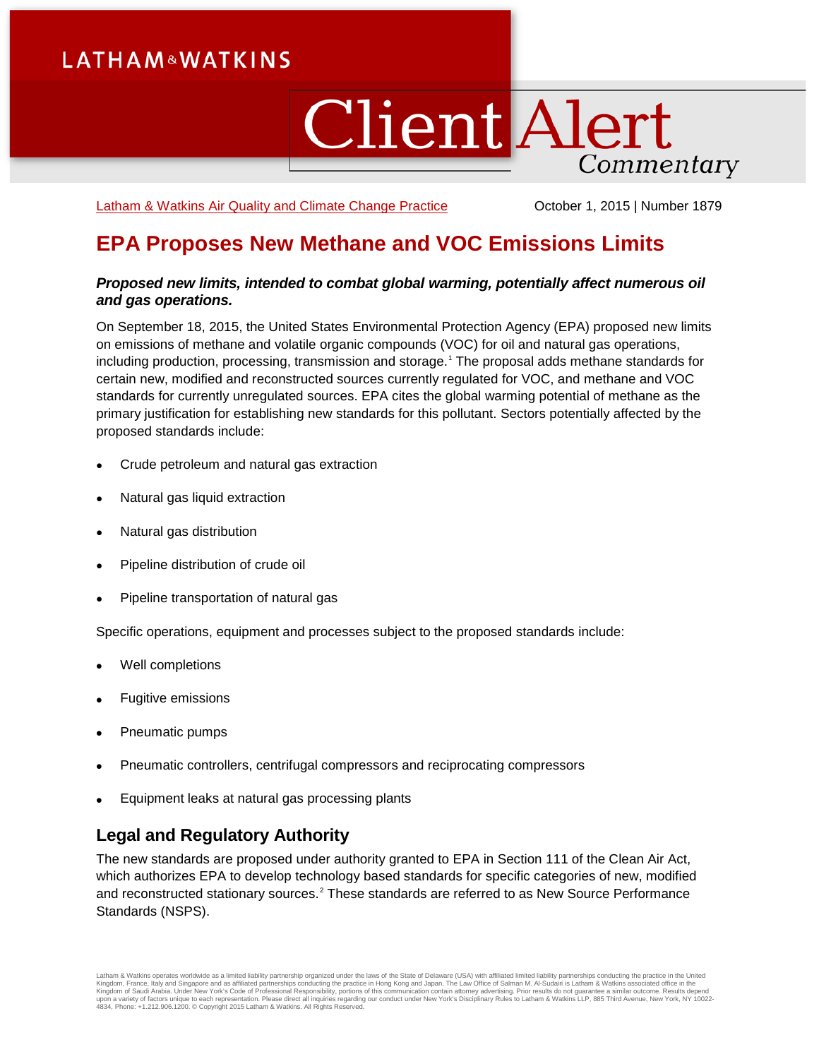# Client Alert Commentary

Latham & Watkins Air Quality and Climate Change Practice — October 1, 2015 | Number 1879

## EPA Proposes New Methane and VOC Emissions Limits

***Proposed new limits, intended to combat global warming, potentially affect numerous oil and gas operations.***

On September 18, 2015, the United States Environmental Protection Agency (EPA) proposed new limits on emissions of methane and volatile organic compounds (VOC) for oil and natural gas operations, including production, processing, transmission and storage.[1] The proposal adds methane standards for certain new, modified and reconstructed sources currently regulated for VOC, and methane and VOC standards for currently unregulated sources. EPA cites the global warming potential of methane as the primary justification for establishing new standards for this pollutant. Sectors potentially affected by the proposed standards include:

- Crude petroleum and natural gas extraction
- Natural gas liquid extraction
- Natural gas distribution
- Pipeline distribution of crude oil
- Pipeline transportation of natural gas

Specific operations, equipment and processes subject to the proposed standards include:

- Well completions
- Fugitive emissions
- Pneumatic pumps
- Pneumatic controllers, centrifugal compressors and reciprocating compressors
- Equipment leaks at natural gas processing plants

### Legal and Regulatory Authority

The new standards are proposed under authority granted to EPA in Section 111 of the Clean Air Act, which authorizes EPA to develop technology based standards for specific categories of new, modified and reconstructed stationary sources.[2] These standards are referred to as New Source Performance Standards (NSPS).

Latham & Watkins operates worldwide as a limited liability partnership organized under the laws of the State of Delaware (USA) with affiliated limited liability partnerships conducting the practice in the United Kingdom, France, Italy and Singapore and as affiliated partnerships conducting the practice in Hong Kong and Japan. The Law Office of Salman M. Al-Sudairi is Latham & Watkins associated office in the Kingdom of Saudi Arabia. Under New York's Code of Professional Responsibility, portions of this communication contain attorney advertising. Prior results do not guarantee a similar outcome. Results depend upon a variety of factors unique to each representation. Please direct all inquiries regarding our conduct under New York's Disciplinary Rules to Latham & Watkins LLP, 885 Third Avenue, New York, NY 10022-4834, Phone: +1.212.906.1200. © Copyright 2015 Latham & Watkins. All Rights Reserved.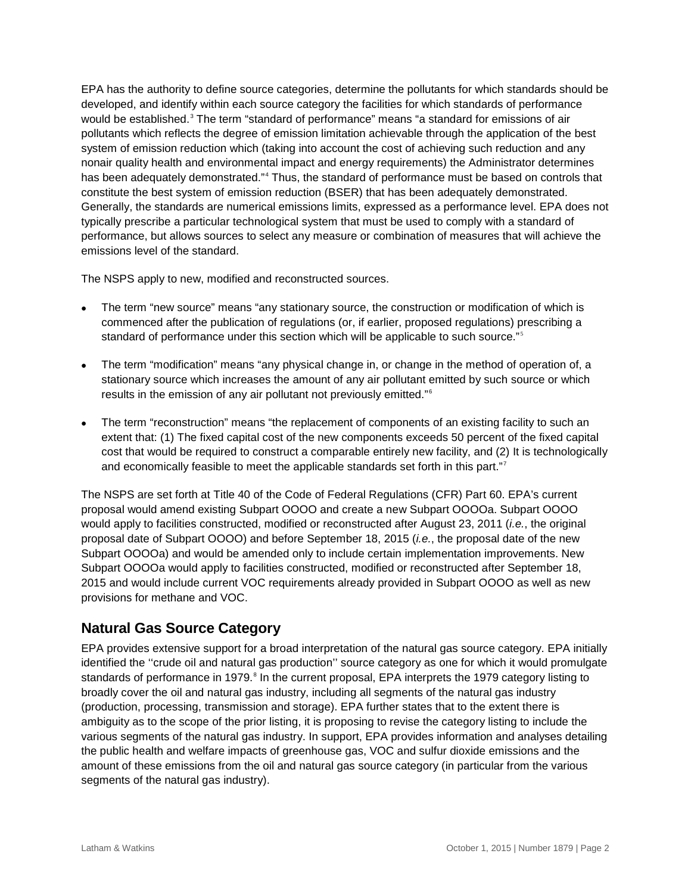EPA has the authority to define source categories, determine the pollutants for which standards should be developed, and identify within each source category the facilities for which standards of performance would be established.[3] The term "standard of performance" means "a standard for emissions of air pollutants which reflects the degree of emission limitation achievable through the application of the best system of emission reduction which (taking into account the cost of achieving such reduction and any nonair quality health and environmental impact and energy requirements) the Administrator determines has been adequately demonstrated."[4] Thus, the standard of performance must be based on controls that constitute the best system of emission reduction (BSER) that has been adequately demonstrated. Generally, the standards are numerical emissions limits, expressed as a performance level. EPA does not typically prescribe a particular technological system that must be used to comply with a standard of performance, but allows sources to select any measure or combination of measures that will achieve the emissions level of the standard.

The NSPS apply to new, modified and reconstructed sources.

- The term "new source" means "any stationary source, the construction or modification of which is commenced after the publication of regulations (or, if earlier, proposed regulations) prescribing a standard of performance under this section which will be applicable to such source."[5]
- The term "modification" means "any physical change in, or change in the method of operation of, a stationary source which increases the amount of any air pollutant emitted by such source or which results in the emission of any air pollutant not previously emitted."[6]
- The term "reconstruction" means "the replacement of components of an existing facility to such an extent that: (1) The fixed capital cost of the new components exceeds 50 percent of the fixed capital cost that would be required to construct a comparable entirely new facility, and (2) It is technologically and economically feasible to meet the applicable standards set forth in this part."[7]

The NSPS are set forth at Title 40 of the Code of Federal Regulations (CFR) Part 60. EPA's current proposal would amend existing Subpart OOOO and create a new Subpart OOOOa. Subpart OOOO would apply to facilities constructed, modified or reconstructed after August 23, 2011 (*i.e.*, the original proposal date of Subpart OOOO) and before September 18, 2015 (*i.e.*, the proposal date of the new Subpart OOOOa) and would be amended only to include certain implementation improvements. New Subpart OOOOa would apply to facilities constructed, modified or reconstructed after September 18, 2015 and would include current VOC requirements already provided in Subpart OOOO as well as new provisions for methane and VOC.

## Natural Gas Source Category

EPA provides extensive support for a broad interpretation of the natural gas source category. EPA initially identified the ''crude oil and natural gas production'' source category as one for which it would promulgate standards of performance in 1979.[8] In the current proposal, EPA interprets the 1979 category listing to broadly cover the oil and natural gas industry, including all segments of the natural gas industry (production, processing, transmission and storage). EPA further states that to the extent there is ambiguity as to the scope of the prior listing, it is proposing to revise the category listing to include the various segments of the natural gas industry. In support, EPA provides information and analyses detailing the public health and welfare impacts of greenhouse gas, VOC and sulfur dioxide emissions and the amount of these emissions from the oil and natural gas source category (in particular from the various segments of the natural gas industry).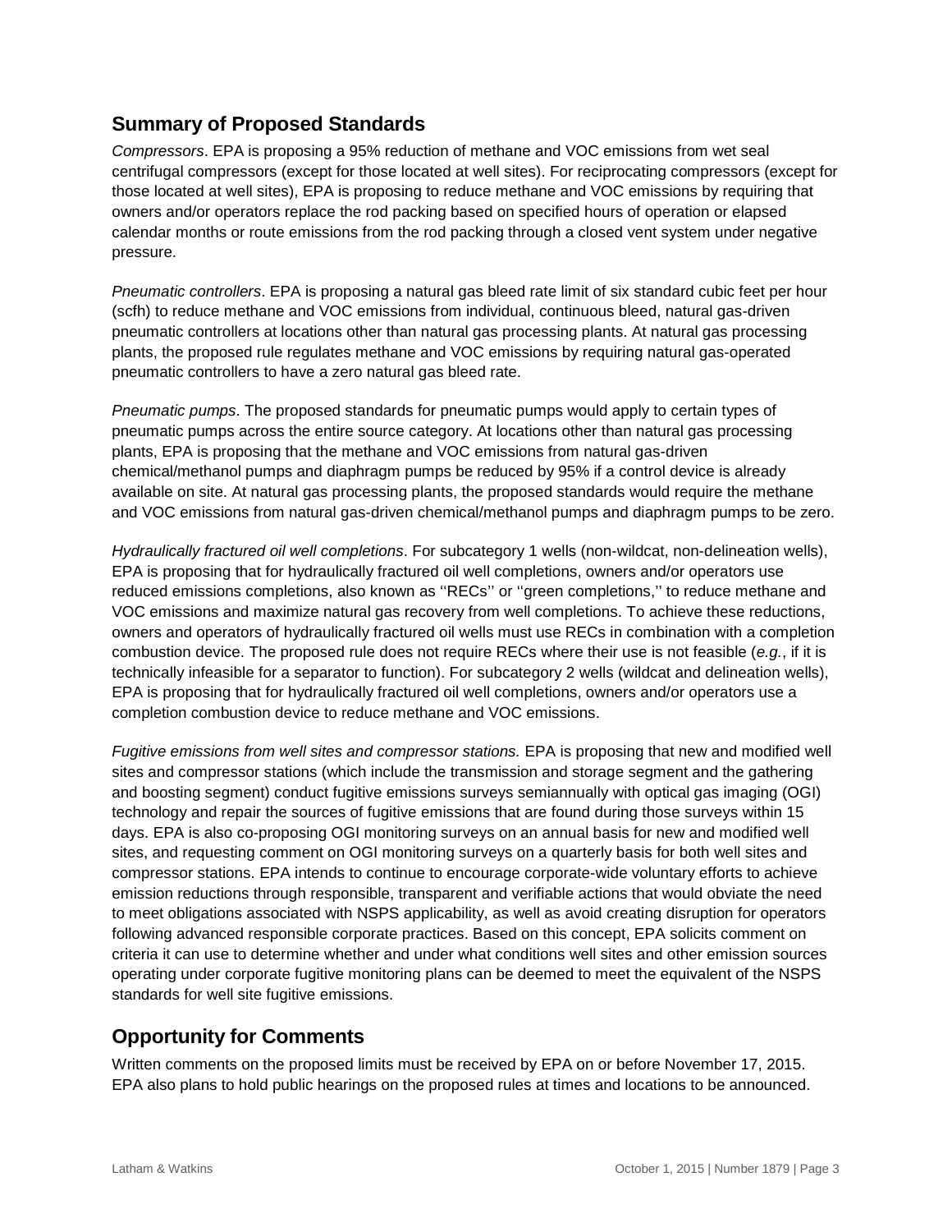## Summary of Proposed Standards

*Compressors*. EPA is proposing a 95% reduction of methane and VOC emissions from wet seal centrifugal compressors (except for those located at well sites). For reciprocating compressors (except for those located at well sites), EPA is proposing to reduce methane and VOC emissions by requiring that owners and/or operators replace the rod packing based on specified hours of operation or elapsed calendar months or route emissions from the rod packing through a closed vent system under negative pressure.

*Pneumatic controllers*. EPA is proposing a natural gas bleed rate limit of six standard cubic feet per hour (scfh) to reduce methane and VOC emissions from individual, continuous bleed, natural gas-driven pneumatic controllers at locations other than natural gas processing plants. At natural gas processing plants, the proposed rule regulates methane and VOC emissions by requiring natural gas-operated pneumatic controllers to have a zero natural gas bleed rate.

*Pneumatic pumps*. The proposed standards for pneumatic pumps would apply to certain types of pneumatic pumps across the entire source category. At locations other than natural gas processing plants, EPA is proposing that the methane and VOC emissions from natural gas-driven chemical/methanol pumps and diaphragm pumps be reduced by 95% if a control device is already available on site. At natural gas processing plants, the proposed standards would require the methane and VOC emissions from natural gas-driven chemical/methanol pumps and diaphragm pumps to be zero.

*Hydraulically fractured oil well completions*. For subcategory 1 wells (non-wildcat, non-delineation wells), EPA is proposing that for hydraulically fractured oil well completions, owners and/or operators use reduced emissions completions, also known as ''RECs'' or ''green completions,'' to reduce methane and VOC emissions and maximize natural gas recovery from well completions. To achieve these reductions, owners and operators of hydraulically fractured oil wells must use RECs in combination with a completion combustion device. The proposed rule does not require RECs where their use is not feasible (*e.g.*, if it is technically infeasible for a separator to function). For subcategory 2 wells (wildcat and delineation wells), EPA is proposing that for hydraulically fractured oil well completions, owners and/or operators use a completion combustion device to reduce methane and VOC emissions.

*Fugitive emissions from well sites and compressor stations.* EPA is proposing that new and modified well sites and compressor stations (which include the transmission and storage segment and the gathering and boosting segment) conduct fugitive emissions surveys semiannually with optical gas imaging (OGI) technology and repair the sources of fugitive emissions that are found during those surveys within 15 days. EPA is also co-proposing OGI monitoring surveys on an annual basis for new and modified well sites, and requesting comment on OGI monitoring surveys on a quarterly basis for both well sites and compressor stations. EPA intends to continue to encourage corporate-wide voluntary efforts to achieve emission reductions through responsible, transparent and verifiable actions that would obviate the need to meet obligations associated with NSPS applicability, as well as avoid creating disruption for operators following advanced responsible corporate practices. Based on this concept, EPA solicits comment on criteria it can use to determine whether and under what conditions well sites and other emission sources operating under corporate fugitive monitoring plans can be deemed to meet the equivalent of the NSPS standards for well site fugitive emissions.

## Opportunity for Comments

Written comments on the proposed limits must be received by EPA on or before November 17, 2015. EPA also plans to hold public hearings on the proposed rules at times and locations to be announced.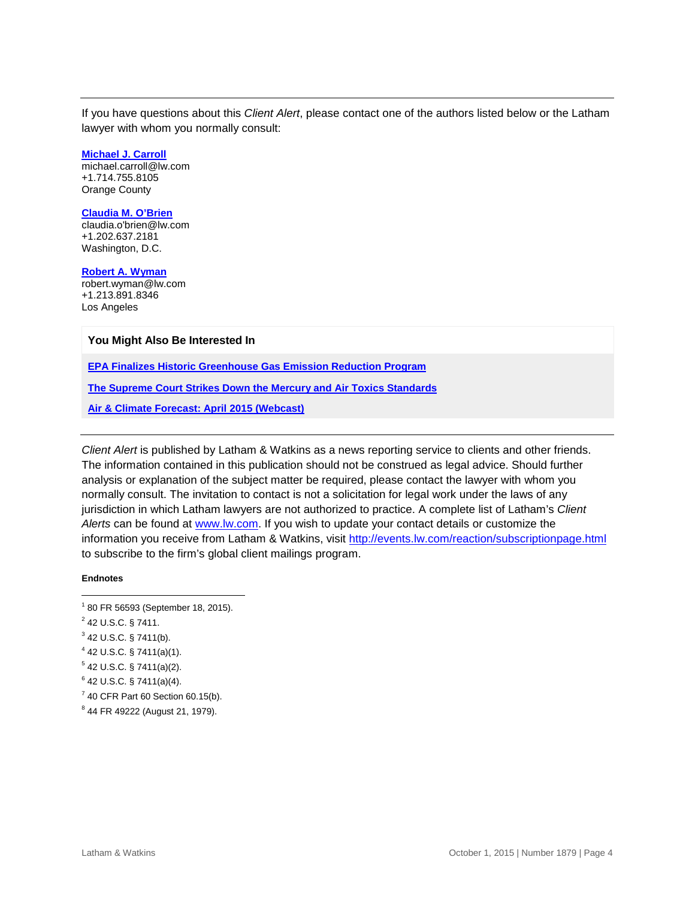If you have questions about this *Client Alert*, please contact one of the authors listed below or the Latham lawyer with whom you normally consult:

**Michael J. Carroll**
michael.carroll@lw.com
+1.714.755.8105
Orange County

**Claudia M. O'Brien**
claudia.o'brien@lw.com
+1.202.637.2181
Washington, D.C.

**Robert A. Wyman**
robert.wyman@lw.com
+1.213.891.8346
Los Angeles

**You Might Also Be Interested In**

**EPA Finalizes Historic Greenhouse Gas Emission Reduction Program**

**The Supreme Court Strikes Down the Mercury and Air Toxics Standards**

**Air & Climate Forecast: April 2015 (Webcast)**

---

*Client Alert* is published by Latham & Watkins as a news reporting service to clients and other friends. The information contained in this publication should not be construed as legal advice. Should further analysis or explanation of the subject matter be required, please contact the lawyer with whom you normally consult. The invitation to contact is not a solicitation for legal work under the laws of any jurisdiction in which Latham lawyers are not authorized to practice. A complete list of Latham's *Client Alerts* can be found at www.lw.com. If you wish to update your contact details or customize the information you receive from Latham & Watkins, visit http://events.lw.com/reaction/subscriptionpage.html to subscribe to the firm's global client mailings program.

**Endnotes**

---

[1] 80 FR 56593 (September 18, 2015).

[2] 42 U.S.C. § 7411.

[3] 42 U.S.C. § 7411(b).

[4] 42 U.S.C. § 7411(a)(1).

[5] 42 U.S.C. § 7411(a)(2).

[6] 42 U.S.C. § 7411(a)(4).

[7] 40 CFR Part 60 Section 60.15(b).

[8] 44 FR 49222 (August 21, 1979).